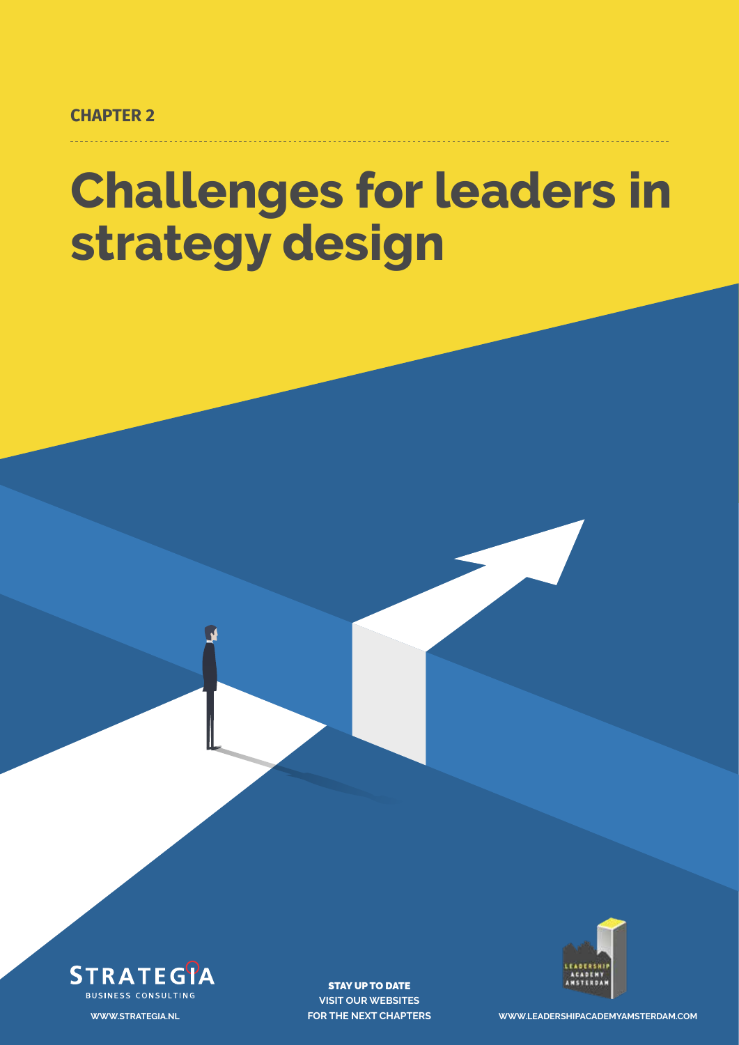CHAPTER 2

# Challenges for leaders in strategy design

STRATEGIA
BUSINESS CONSULTING

WWW.STRATEGIA.NL

**STAY UP TO DATE**
VISIT OUR WEBSITES
FOR THE NEXT CHAPTERS

LEADERSHIP ACADEMY AMSTERDAM

WWW.LEADERSHIPACADEMYAMSTERDAM.COM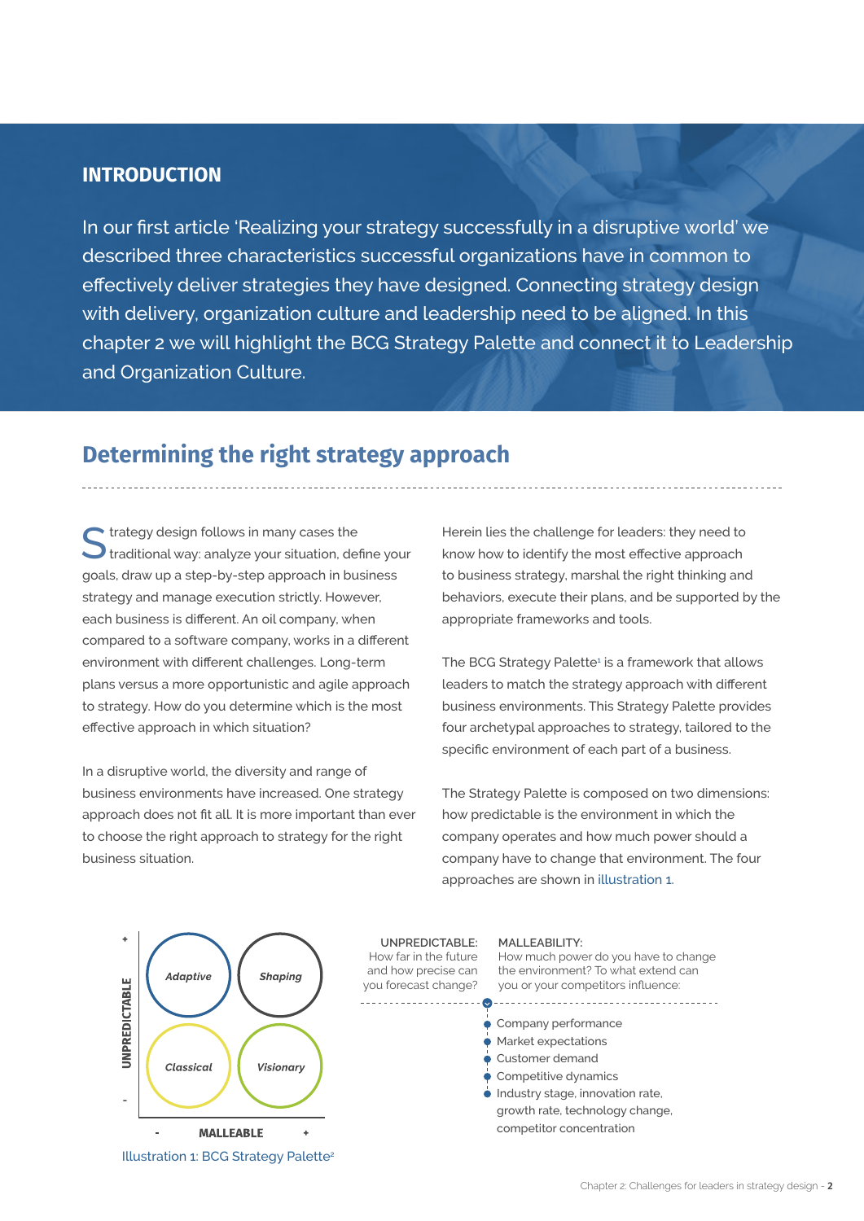## INTRODUCTION

In our first article 'Realizing your strategy successfully in a disruptive world' we described three characteristics successful organizations have in common to effectively deliver strategies they have designed. Connecting strategy design with delivery, organization culture and leadership need to be aligned. In this chapter 2 we will highlight the BCG Strategy Palette and connect it to Leadership and Organization Culture.

## Determining the right strategy approach

Strategy design follows in many cases the traditional way: analyze your situation, define your goals, draw up a step-by-step approach in business strategy and manage execution strictly. However, each business is different. An oil company, when compared to a software company, works in a different environment with different challenges. Long-term plans versus a more opportunistic and agile approach to strategy. How do you determine which is the most effective approach in which situation?

In a disruptive world, the diversity and range of business environments have increased. One strategy approach does not fit all. It is more important than ever to choose the right approach to strategy for the right business situation.

Herein lies the challenge for leaders: they need to know how to identify the most effective approach to business strategy, marshal the right thinking and behaviors, execute their plans, and be supported by the appropriate frameworks and tools.

The BCG Strategy Palette[1] is a framework that allows leaders to match the strategy approach with different business environments. This Strategy Palette provides four archetypal approaches to strategy, tailored to the specific environment of each part of a business.

The Strategy Palette is composed on two dimensions: how predictable is the environment in which the company operates and how much power should a company have to change that environment. The four approaches are shown in illustration 1.

| UNPREDICTABLE | MALLEABLE − | MALLEABLE + |
|---|---|---|
| + | *Adaptive* | *Shaping* |
| − | *Classical* | *Visionary* |

**UNPREDICTABLE:**
How far in the future and how precise can you forecast change?

**MALLEABILITY:**
How much power do you have to change the environment? To what extend can you or your competitors influence:

- Company performance
- Market expectations
- Customer demand
- Competitive dynamics
- Industry stage, innovation rate, growth rate, technology change, competitor concentration

Illustration 1: BCG Strategy Palette[2]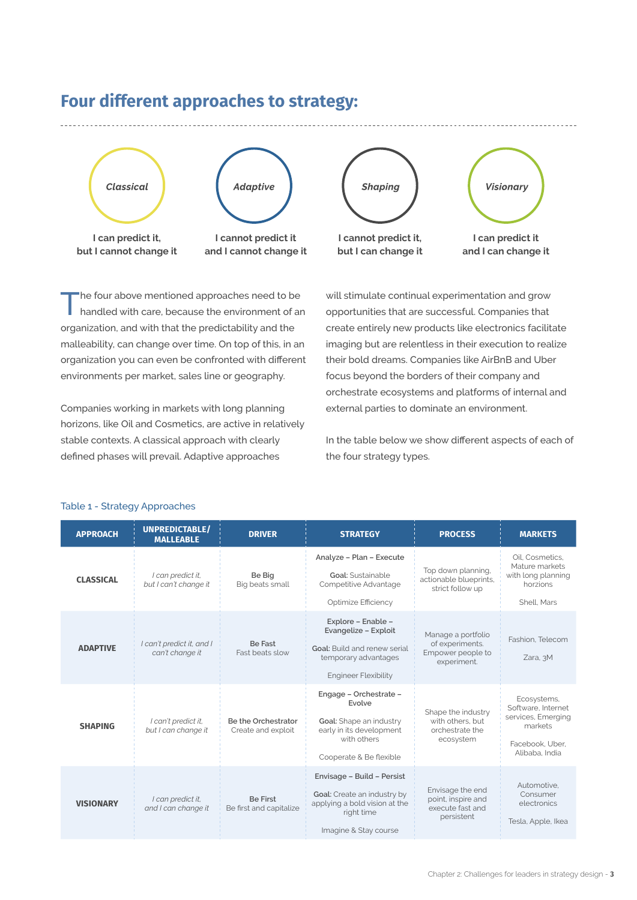## Four different approaches to strategy:

**Classical**

**I can predict it, but I cannot change it**

**Adaptive**

**I cannot predict it and I cannot change it**

**Shaping**

**I cannot predict it, but I can change it**

**Visionary**

**I can predict it and I can change it**

The four above mentioned approaches need to be handled with care, because the environment of an organization, and with that the predictability and the malleability, can change over time. On top of this, in an organization you can even be confronted with different environments per market, sales line or geography.

Companies working in markets with long planning horizons, like Oil and Cosmetics, are active in relatively stable contexts. A classical approach with clearly defined phases will prevail. Adaptive approaches will stimulate continual experimentation and grow opportunities that are successful. Companies that create entirely new products like electronics facilitate imaging but are relentless in their execution to realize their bold dreams. Companies like AirBnB and Uber focus beyond the borders of their company and orchestrate ecosystems and platforms of internal and external parties to dominate an environment.

In the table below we show different aspects of each of the four strategy types.

Table 1 - Strategy Approaches

| APPROACH | UNPREDICTABLE/ MALLEABLE | DRIVER | STRATEGY | PROCESS | MARKETS |
|---|---|---|---|---|---|
| **CLASSICAL** | *I can predict it, but I can't change it* | **Be Big** Big beats small | **Analyze – Plan – Execute** **Goal:** Sustainable Competitive Advantage Optimize Efficiency | Top down planning, actionable blueprints, strict follow up | Oil, Cosmetics, Mature markets with long planning horzions Shell, Mars |
| **ADAPTIVE** | *I can't predict it, and I can't change it* | **Be Fast** Fast beats slow | **Explore – Enable – Evangelize – Exploit** **Goal:** Build and renew serial temporary advantages Engineer Flexibility | Manage a portfolio of experiments. Empower people to experiment. | Fashion, Telecom Zara, 3M |
| **SHAPING** | *I can't predict it, but I can change it* | **Be the Orchestrator** Create and exploit | **Engage – Orchestrate – Evolve** **Goal:** Shape an industry early in its development with others Cooperate & Be flexible | Shape the industry with others, but orchestrate the ecosystem | Ecosystems, Software, Internet services, Emerging markets Facebook, Uber, Alibaba, India |
| **VISIONARY** | *I can predict it, and I can change it* | **Be First** Be first and capitalize | **Envisage – Build – Persist** **Goal:** Create an industry by applying a bold vision at the right time Imagine & Stay course | Envisage the end point, inspire and execute fast and persistent | Automotive, Consumer electronics Tesla, Apple, Ikea |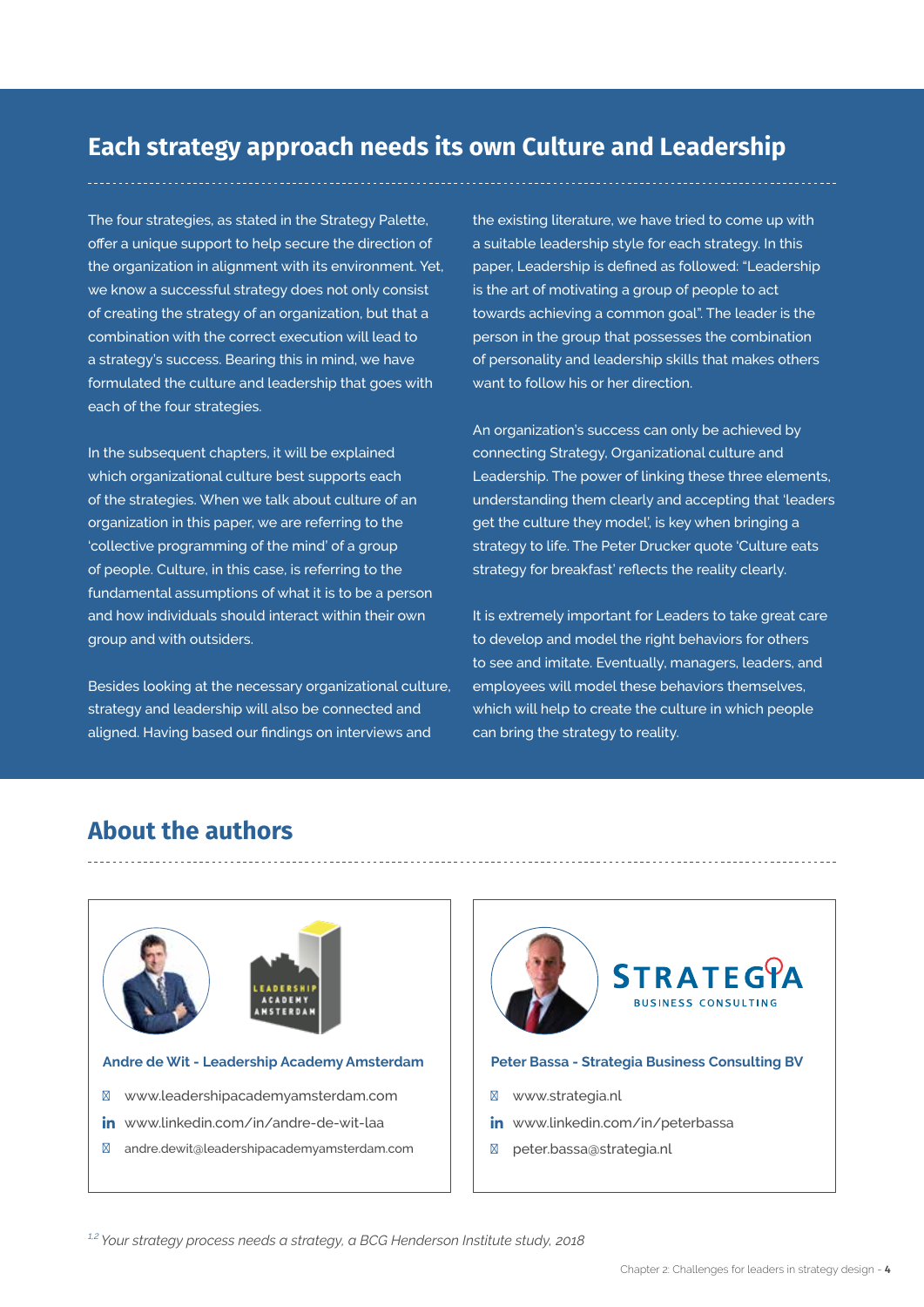## Each strategy approach needs its own Culture and Leadership

The four strategies, as stated in the Strategy Palette, offer a unique support to help secure the direction of the organization in alignment with its environment. Yet, we know a successful strategy does not only consist of creating the strategy of an organization, but that a combination with the correct execution will lead to a strategy's success. Bearing this in mind, we have formulated the culture and leadership that goes with each of the four strategies.

In the subsequent chapters, it will be explained which organizational culture best supports each of the strategies. When we talk about culture of an organization in this paper, we are referring to the 'collective programming of the mind' of a group of people. Culture, in this case, is referring to the fundamental assumptions of what it is to be a person and how individuals should interact within their own group and with outsiders.

Besides looking at the necessary organizational culture, strategy and leadership will also be connected and aligned. Having based our findings on interviews and the existing literature, we have tried to come up with a suitable leadership style for each strategy. In this paper, Leadership is defined as followed: "Leadership is the art of motivating a group of people to act towards achieving a common goal". The leader is the person in the group that possesses the combination of personality and leadership skills that makes others want to follow his or her direction.

An organization's success can only be achieved by connecting Strategy, Organizational culture and Leadership. The power of linking these three elements, understanding them clearly and accepting that 'leaders get the culture they model', is key when bringing a strategy to life. The Peter Drucker quote 'Culture eats strategy for breakfast' reflects the reality clearly.

It is extremely important for Leaders to take great care to develop and model the right behaviors for others to see and imitate. Eventually, managers, leaders, and employees will model these behaviors themselves, which will help to create the culture in which people can bring the strategy to reality.

## About the authors

**Andre de Wit - Leadership Academy Amsterdam**

- www.leadershipacademyamsterdam.com
- www.linkedin.com/in/andre-de-wit-laa
- andre.dewit@leadershipacademyamsterdam.com

**Peter Bassa - Strategia Business Consulting BV**

- www.strategia.nl
- www.linkedin.com/in/peterbassa
- peter.bassa@strategia.nl

[1,2] *Your strategy process needs a strategy, a BCG Henderson Institute study, 2018*